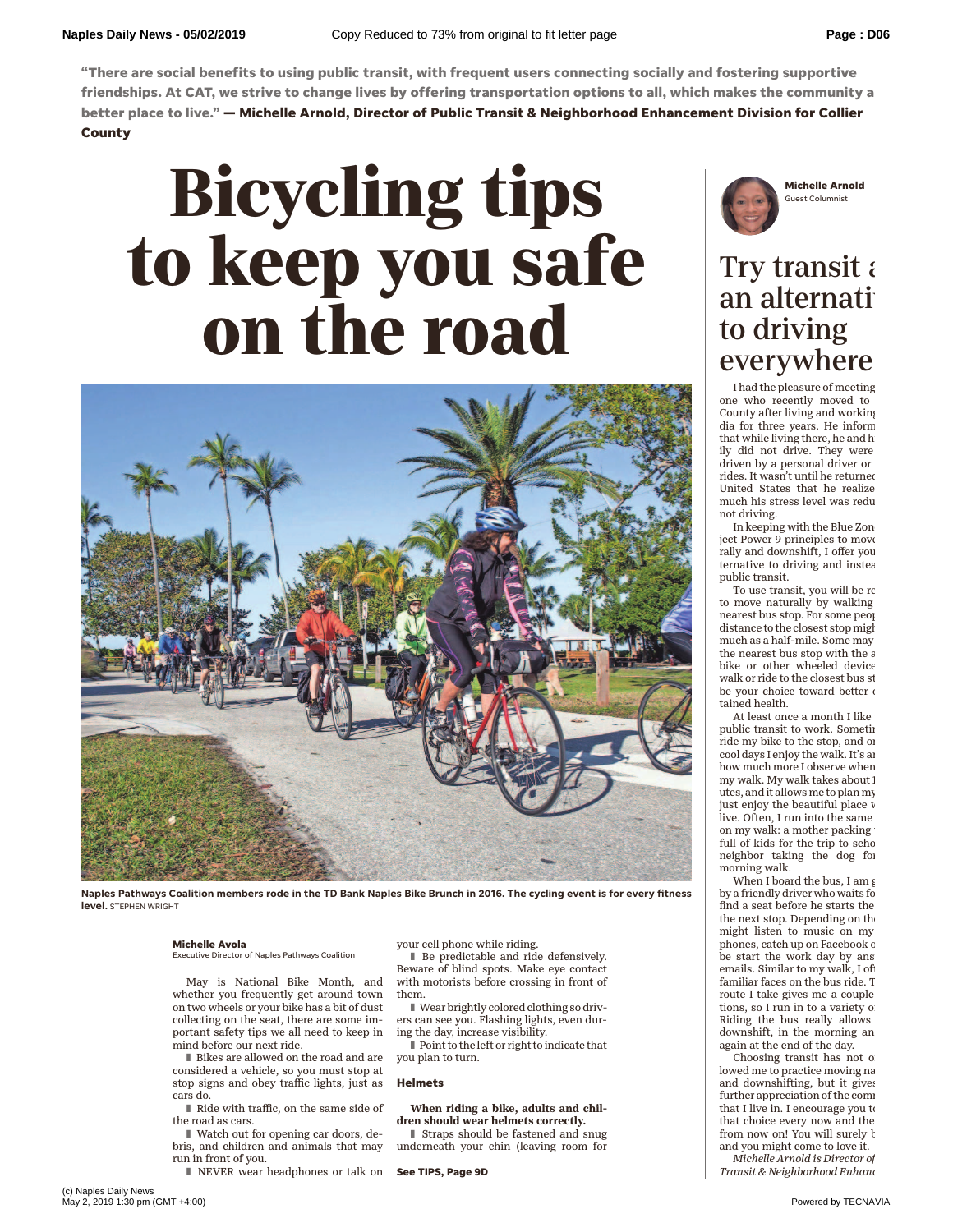"There are social benefits to using public transit, with frequent users connecting socially and fostering supportive friendships. At CAT, we strive to change lives by offering transportation options to all, which makes the community a better place to live." **— Michelle Arnold, Director of Public Transit & Neighborhood Enhancement Division for Collier County**

# Bicycling tips to keep you safe on the road

**Naples Pathways Coalition members rode in the TD Bank Naples Bike Brunch in 2016. The cycling event is for every fitness level.** STEPHEN WRIGHT

**Michelle Avola**
Executive Director of Naples Pathways Coalition

May is National Bike Month, and whether you frequently get around town on two wheels or your bike has a bit of dust collecting on the seat, there are some important safety tips we all need to keep in mind before our next ride.

- Bikes are allowed on the road and are considered a vehicle, so you must stop at stop signs and obey traffic lights, just as cars do.
- Ride with traffic, on the same side of the road as cars.
- Watch out for opening car doors, debris, and children and animals that may run in front of you.
- NEVER wear headphones or talk on your cell phone while riding.
- Be predictable and ride defensively. Beware of blind spots. Make eye contact with motorists before crossing in front of them.
- Wear brightly colored clothing so drivers can see you. Flashing lights, even during the day, increase visibility.
- Point to the left or right to indicate that you plan to turn.

### Helmets

**When riding a bike, adults and children should wear helmets correctly.**

- Straps should be fastened and snug underneath your chin (leaving room for

**See TIPS, Page 9D**

**Michelle Arnold**
Guest Columnist

## Try transit a an alternati to driving everywhere

I had the pleasure of meeting one who recently moved to County after living and workin dia for three years. He inform that while living there, he and h ily did not drive. They were driven by a personal driver or rides. It wasn't until he returne United States that he realize much his stress level was redu not driving.

In keeping with the Blue Zon ject Power 9 principles to move rally and downshift, I offer you ternative to driving and instea public transit.

To use transit, you will be re to move naturally by walking nearest bus stop. For some peo distance to the closest stop migh much as a half-mile. Some may the nearest bus stop with the a bike or other wheeled device walk or ride to the closest bus st be your choice toward better tained health.

At least once a month I like public transit to work. Someti ride my bike to the stop, and o cool days I enjoy the walk. It's a how much more I observe when my walk. My walk takes about utes, and it allows me to plan my just enjoy the beautiful place live. Often, I run into the same on my walk: a mother packing full of kids for the trip to scho neighbor taking the dog fo morning walk.

When I board the bus, I am by a friendly driver who waits fo find a seat before he starts the the next stop. Depending on th might listen to music on my phones, catch up on Facebook be start the work day by ans emails. Similar to my walk, I of familiar faces on the bus ride. T route I take gives me a couple tions, so I run in to a variety o Riding the bus really allows downshift, in the morning an again at the end of the day.

Choosing transit has not o lowed me to practice moving na and downshifting, but it give further appreciation of the comm that I live in. I encourage you t that choice every now and the from now on! You will surely b and you might come to love it.

*Michelle Arnold is Director o Transit & Neighborhood Enhanc*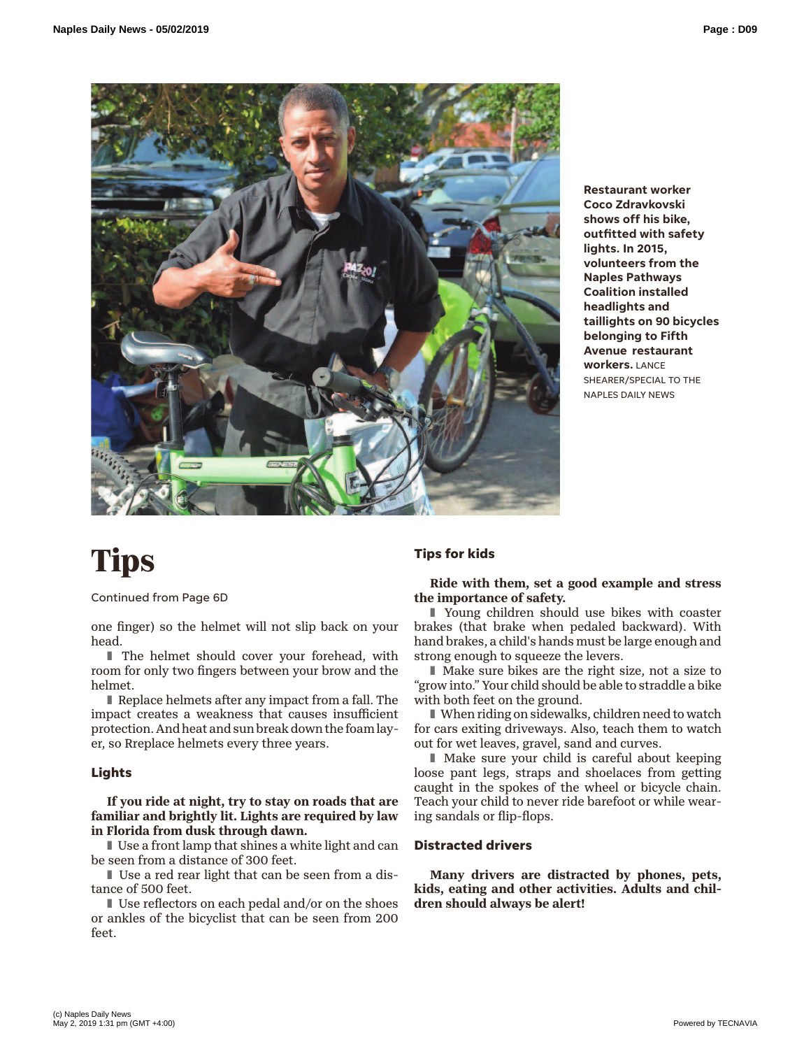Restaurant worker Coco Zdravkovski shows off his bike, outfitted with safety lights. In 2015, volunteers from the Naples Pathways Coalition installed headlights and taillights on 90 bicycles belonging to Fifth Avenue restaurant workers. LANCE SHEARER/SPECIAL TO THE NAPLES DAILY NEWS

# Tips

Continued from Page 6D

one finger) so the helmet will not slip back on your head.

- The helmet should cover your forehead, with room for only two fingers between your brow and the helmet.
- Replace helmets after any impact from a fall. The impact creates a weakness that causes insufficient protection. And heat and sun break down the foam layer, so Rreplace helmets every three years.

## Lights

**If you ride at night, try to stay on roads that are familiar and brightly lit. Lights are required by law in Florida from dusk through dawn.**

- Use a front lamp that shines a white light and can be seen from a distance of 300 feet.
- Use a red rear light that can be seen from a distance of 500 feet.
- Use reflectors on each pedal and/or on the shoes or ankles of the bicyclist that can be seen from 200 feet.

## Tips for kids

**Ride with them, set a good example and stress the importance of safety.**

- Young children should use bikes with coaster brakes (that brake when pedaled backward). With hand brakes, a child's hands must be large enough and strong enough to squeeze the levers.
- Make sure bikes are the right size, not a size to "grow into." Your child should be able to straddle a bike with both feet on the ground.
- When riding on sidewalks, children need to watch for cars exiting driveways. Also, teach them to watch out for wet leaves, gravel, sand and curves.
- Make sure your child is careful about keeping loose pant legs, straps and shoelaces from getting caught in the spokes of the wheel or bicycle chain. Teach your child to never ride barefoot or while wearing sandals or flip-flops.

## Distracted drivers

**Many drivers are distracted by phones, pets, kids, eating and other activities. Adults and children should always be alert!**